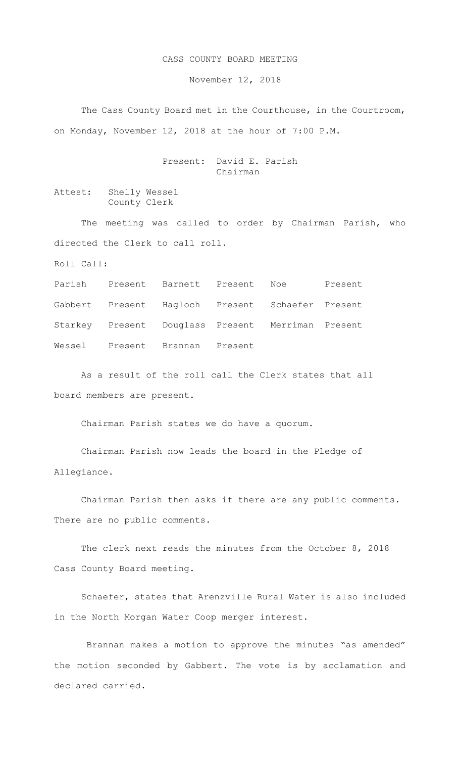# CASS COUNTY BOARD MEETING

November 12, 2018

The Cass County Board met in the Courthouse, in the Courtroom, on Monday, November 12, 2018 at the hour of 7:00 P.M.

Present: David E. Parish
Chairman

Attest: Shelly Wessel
County Clerk

The meeting was called to order by Chairman Parish, who directed the Clerk to call roll.

Roll Call:

| | | | | | |
|---|---|---|---|---|---|
| Parish | Present | Barnett | Present | Noe | Present |
| Gabbert | Present | Hagloch | Present | Schaefer | Present |
| Starkey | Present | Douglass | Present | Merriman | Present |
| Wessel | Present | Brannan | Present | | |

As a result of the roll call the Clerk states that all board members are present.

Chairman Parish states we do have a quorum.

Chairman Parish now leads the board in the Pledge of Allegiance.

Chairman Parish then asks if there are any public comments. There are no public comments.

The clerk next reads the minutes from the October 8, 2018 Cass County Board meeting.

Schaefer, states that Arenzville Rural Water is also included in the North Morgan Water Coop merger interest.

Brannan makes a motion to approve the minutes "as amended" the motion seconded by Gabbert. The vote is by acclamation and declared carried.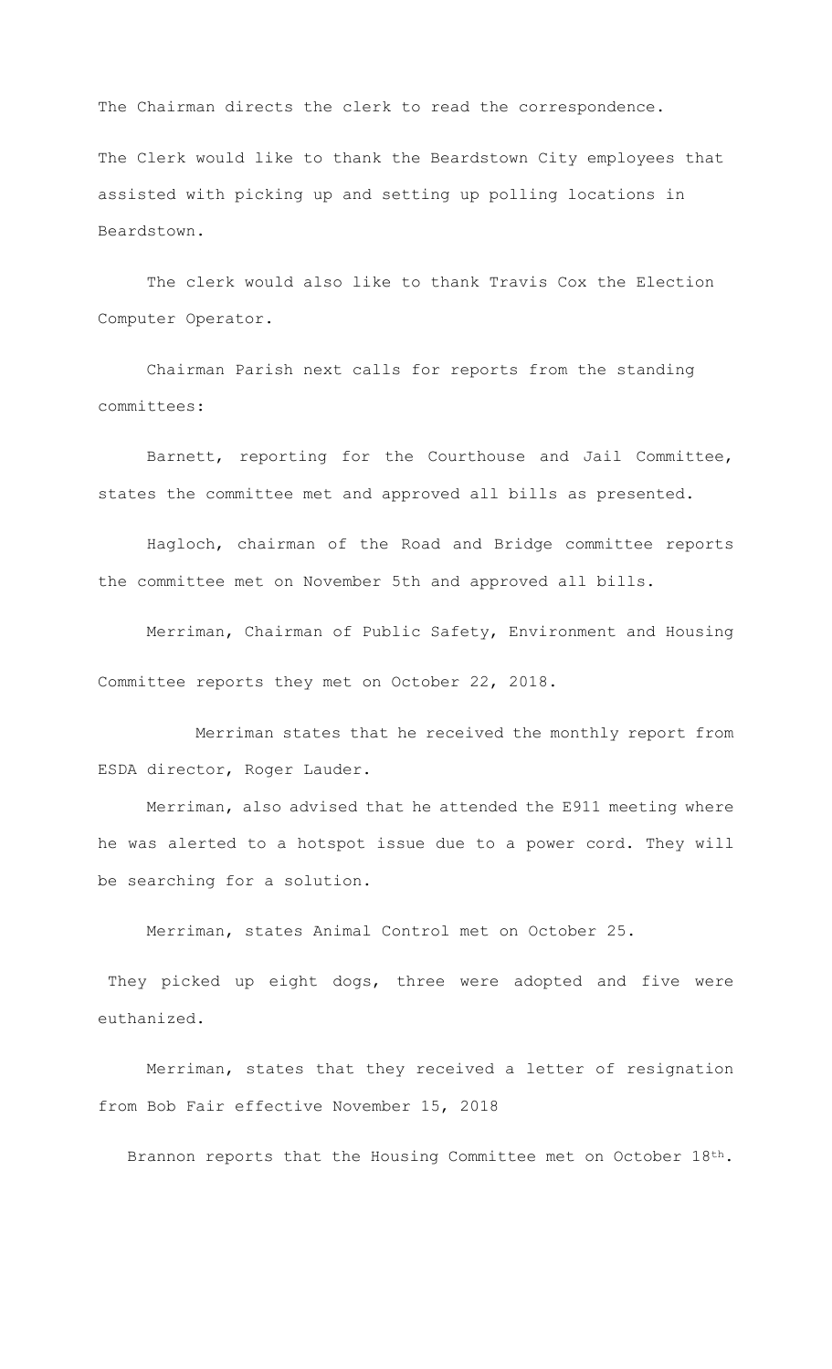The Chairman directs the clerk to read the correspondence.

The Clerk would like to thank the Beardstown City employees that assisted with picking up and setting up polling locations in Beardstown.

The clerk would also like to thank Travis Cox the Election Computer Operator.

Chairman Parish next calls for reports from the standing committees:

Barnett, reporting for the Courthouse and Jail Committee, states the committee met and approved all bills as presented.

Hagloch, chairman of the Road and Bridge committee reports the committee met on November 5th and approved all bills.

Merriman, Chairman of Public Safety, Environment and Housing Committee reports they met on October 22, 2018.

Merriman states that he received the monthly report from ESDA director, Roger Lauder.

Merriman, also advised that he attended the E911 meeting where he was alerted to a hotspot issue due to a power cord. They will be searching for a solution.

Merriman, states Animal Control met on October 25.

They picked up eight dogs, three were adopted and five were euthanized.

Merriman, states that they received a letter of resignation from Bob Fair effective November 15, 2018

Brannon reports that the Housing Committee met on October 18th.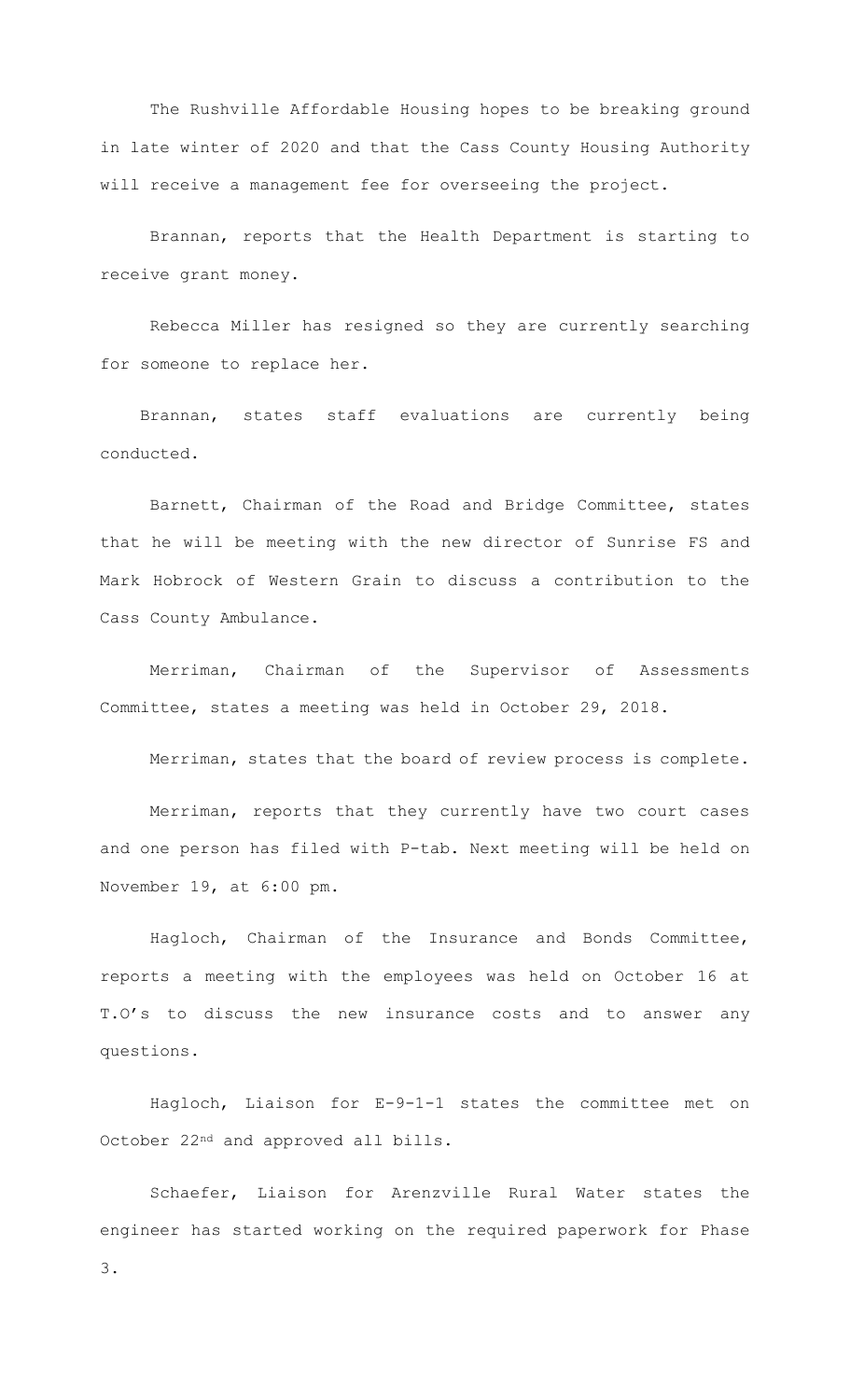The Rushville Affordable Housing hopes to be breaking ground in late winter of 2020 and that the Cass County Housing Authority will receive a management fee for overseeing the project.

Brannan, reports that the Health Department is starting to receive grant money.

Rebecca Miller has resigned so they are currently searching for someone to replace her.

Brannan, states staff evaluations are currently being conducted.

Barnett, Chairman of the Road and Bridge Committee, states that he will be meeting with the new director of Sunrise FS and Mark Hobrock of Western Grain to discuss a contribution to the Cass County Ambulance.

Merriman, Chairman of the Supervisor of Assessments Committee, states a meeting was held in October 29, 2018.

Merriman, states that the board of review process is complete.

Merriman, reports that they currently have two court cases and one person has filed with P-tab. Next meeting will be held on November 19, at 6:00 pm.

Hagloch, Chairman of the Insurance and Bonds Committee, reports a meeting with the employees was held on October 16 at T.O's to discuss the new insurance costs and to answer any questions.

Hagloch, Liaison for E-9-1-1 states the committee met on October 22nd and approved all bills.

Schaefer, Liaison for Arenzville Rural Water states the engineer has started working on the required paperwork for Phase 3.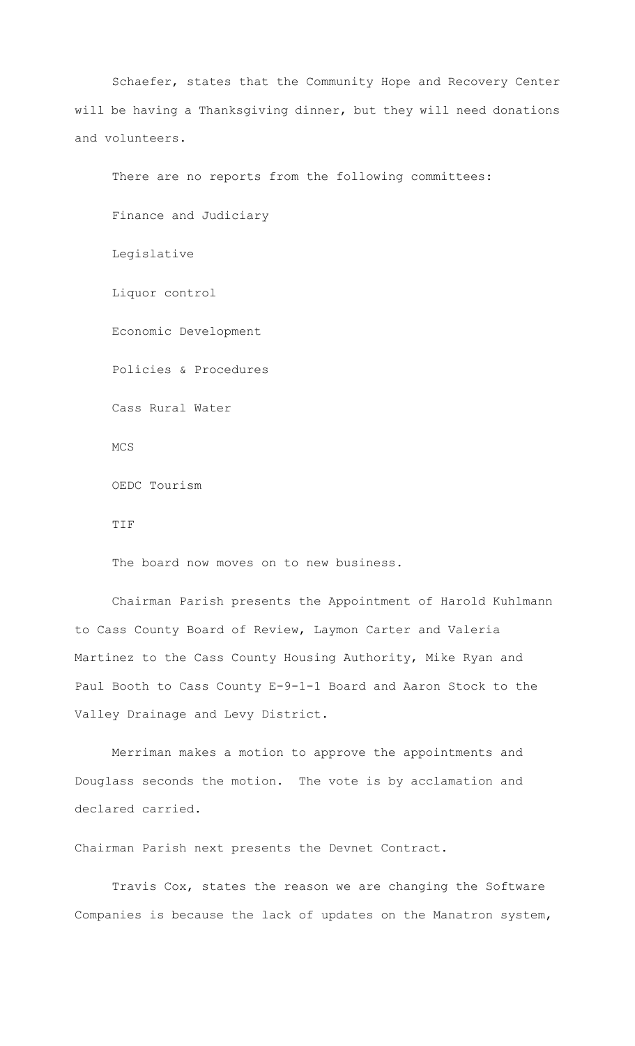Schaefer, states that the Community Hope and Recovery Center will be having a Thanksgiving dinner, but they will need donations and volunteers.

There are no reports from the following committees:

Finance and Judiciary

Legislative

Liquor control

Economic Development

Policies & Procedures

Cass Rural Water

MCS

OEDC Tourism

TIF

The board now moves on to new business.

Chairman Parish presents the Appointment of Harold Kuhlmann to Cass County Board of Review, Laymon Carter and Valeria Martinez to the Cass County Housing Authority, Mike Ryan and Paul Booth to Cass County E-9-1-1 Board and Aaron Stock to the Valley Drainage and Levy District.

Merriman makes a motion to approve the appointments and Douglass seconds the motion. The vote is by acclamation and declared carried.

Chairman Parish next presents the Devnet Contract.

Travis Cox, states the reason we are changing the Software Companies is because the lack of updates on the Manatron system,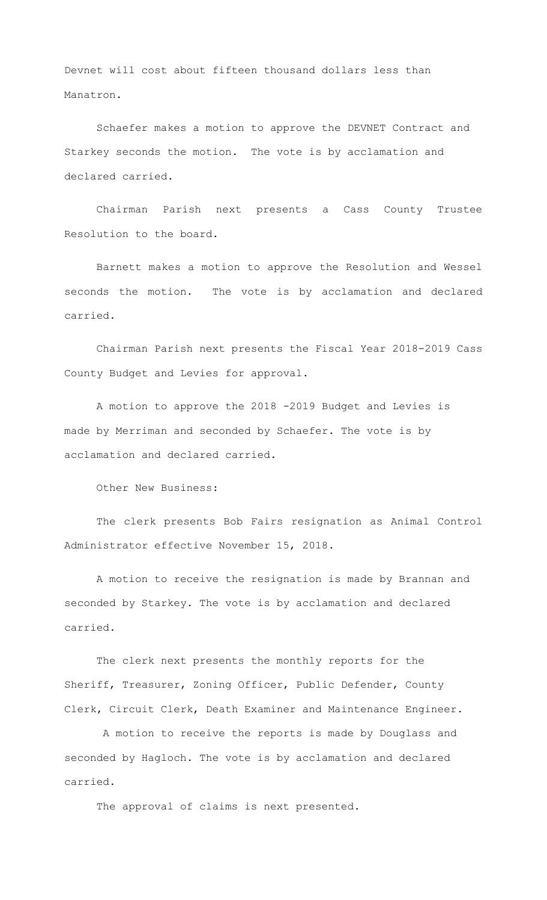Devnet will cost about fifteen thousand dollars less than Manatron.

Schaefer makes a motion to approve the DEVNET Contract and Starkey seconds the motion. The vote is by acclamation and declared carried.

Chairman Parish next presents a Cass County Trustee Resolution to the board.

Barnett makes a motion to approve the Resolution and Wessel seconds the motion. The vote is by acclamation and declared carried.

Chairman Parish next presents the Fiscal Year 2018-2019 Cass County Budget and Levies for approval.

A motion to approve the 2018 -2019 Budget and Levies is made by Merriman and seconded by Schaefer. The vote is by acclamation and declared carried.

Other New Business:

The clerk presents Bob Fairs resignation as Animal Control Administrator effective November 15, 2018.

A motion to receive the resignation is made by Brannan and seconded by Starkey. The vote is by acclamation and declared carried.

The clerk next presents the monthly reports for the Sheriff, Treasurer, Zoning Officer, Public Defender, County Clerk, Circuit Clerk, Death Examiner and Maintenance Engineer.

A motion to receive the reports is made by Douglass and seconded by Hagloch. The vote is by acclamation and declared carried.

The approval of claims is next presented.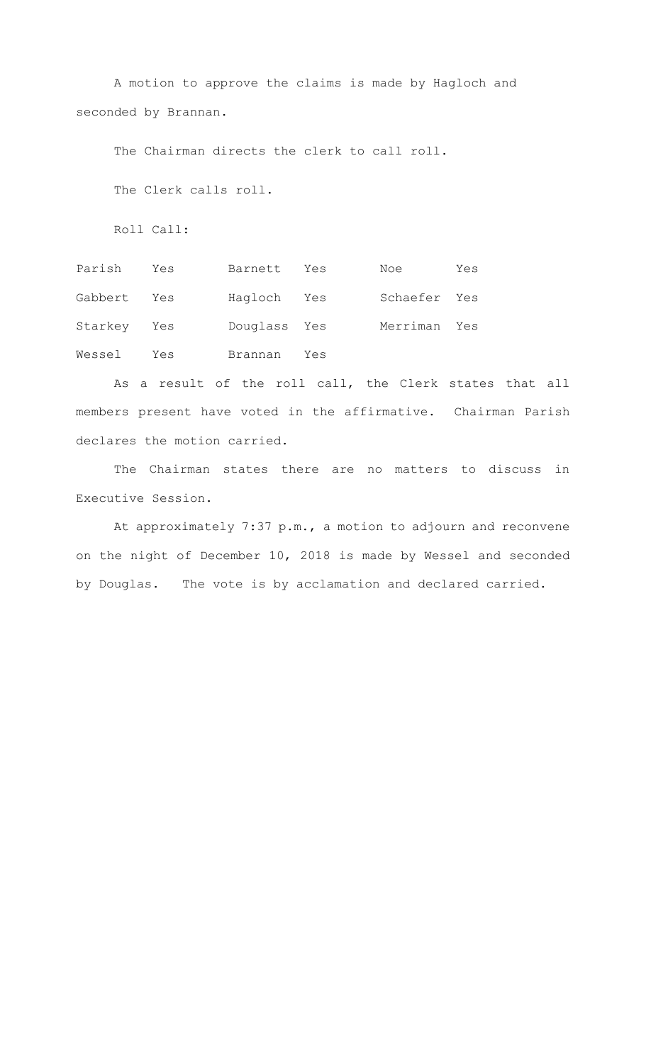A motion to approve the claims is made by Hagloch and seconded by Brannan.

The Chairman directs the clerk to call roll.

The Clerk calls roll.

Roll Call:

| | | | | | |
|---|---|---|---|---|---|
| Parish | Yes | Barnett | Yes | Noe | Yes |
| Gabbert | Yes | Hagloch | Yes | Schaefer | Yes |
| Starkey | Yes | Douglass | Yes | Merriman | Yes |
| Wessel | Yes | Brannan | Yes | | |

As a result of the roll call, the Clerk states that all members present have voted in the affirmative. Chairman Parish declares the motion carried.

The Chairman states there are no matters to discuss in Executive Session.

At approximately 7:37 p.m., a motion to adjourn and reconvene on the night of December 10, 2018 is made by Wessel and seconded by Douglas. The vote is by acclamation and declared carried.